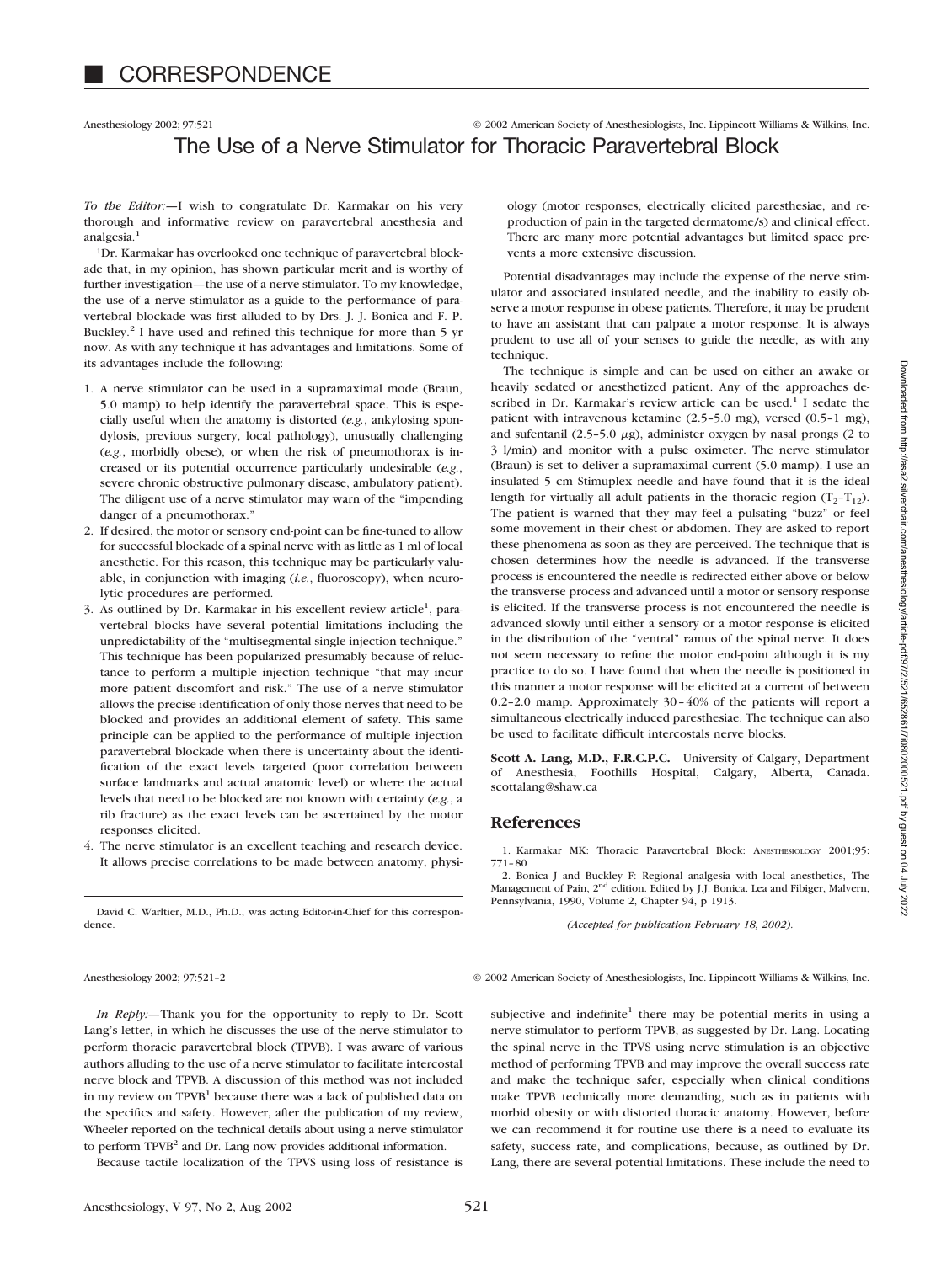# CORRESPONDENCE

## The Use of a Nerve Stimulator for Thoracic Paravertebral Block

*To the Editor:*—I wish to congratulate Dr. Karmakar on his very thorough and informative review on paravertebral anesthesia and analgesia.[1]

[1]Dr. Karmakar has overlooked one technique of paravertebral blockade that, in my opinion, has shown particular merit and is worthy of further investigation—the use of a nerve stimulator. To my knowledge, the use of a nerve stimulator as a guide to the performance of paravertebral blockade was first alluded to by Drs. J. J. Bonica and F. P. Buckley.[2] I have used and refined this technique for more than 5 yr now. As with any technique it has advantages and limitations. Some of its advantages include the following:

1. A nerve stimulator can be used in a supramaximal mode (Braun, 5.0 mamp) to help identify the paravertebral space. This is especially useful when the anatomy is distorted (*e.g.*, ankylosing spondylosis, previous surgery, local pathology), unusually challenging (*e.g.*, morbidly obese), or when the risk of pneumothorax is increased or its potential occurrence particularly undesirable (*e.g.*, severe chronic obstructive pulmonary disease, ambulatory patient). The diligent use of a nerve stimulator may warn of the "impending danger of a pneumothorax."
2. If desired, the motor or sensory end-point can be fine-tuned to allow for successful blockade of a spinal nerve with as little as 1 ml of local anesthetic. For this reason, this technique may be particularly valuable, in conjunction with imaging (*i.e.*, fluoroscopy), when neurolytic procedures are performed.
3. As outlined by Dr. Karmakar in his excellent review article[1], paravertebral blocks have several potential limitations including the unpredictability of the "multisegmental single injection technique." This technique has been popularized presumably because of reluctance to perform a multiple injection technique "that may incur more patient discomfort and risk." The use of a nerve stimulator allows the precise identification of only those nerves that need to be blocked and provides an additional element of safety. This same principle can be applied to the performance of multiple injection paravertebral blockade when there is uncertainty about the identification of the exact levels targeted (poor correlation between surface landmarks and actual anatomic level) or where the actual levels that need to be blocked are not known with certainty (*e.g.*, a rib fracture) as the exact levels can be ascertained by the motor responses elicited.
4. The nerve stimulator is an excellent teaching and research device. It allows precise correlations to be made between anatomy, physiology (motor responses, electrically elicited paresthesiae, and reproduction of pain in the targeted dermatome/s) and clinical effect. There are many more potential advantages but limited space prevents a more extensive discussion.

Potential disadvantages may include the expense of the nerve stimulator and associated insulated needle, and the inability to easily observe a motor response in obese patients. Therefore, it may be prudent to have an assistant that can palpate a motor response. It is always prudent to use all of your senses to guide the needle, as with any technique.

The technique is simple and can be used on either an awake or heavily sedated or anesthetized patient. Any of the approaches described in Dr. Karmakar's review article can be used.[1] I sedate the patient with intravenous ketamine (2.5–5.0 mg), versed (0.5–1 mg), and sufentanil (2.5–5.0 $\mu$g), administer oxygen by nasal prongs (2 to 3 l/min) and monitor with a pulse oximeter. The nerve stimulator (Braun) is set to deliver a supramaximal current (5.0 mamp). I use an insulated 5 cm Stimuplex needle and have found that it is the ideal length for virtually all adult patients in the thoracic region ($T_2$–$T_{12}$). The patient is warned that they may feel a pulsating "buzz" or feel some movement in their chest or abdomen. They are asked to report these phenomena as soon as they are perceived. The technique that is chosen determines how the needle is advanced. If the transverse process is encountered the needle is redirected either above or below the transverse process and advanced until a motor or sensory response is elicited. If the transverse process is not encountered the needle is advanced slowly until either a sensory or a motor response is elicited in the distribution of the "ventral" ramus of the spinal nerve. It does not seem necessary to refine the motor end-point although it is my practice to do so. I have found that when the needle is positioned in this manner a motor response will be elicited at a current of between 0.2–2.0 mamp. Approximately 30–40% of the patients will report a simultaneous electrically induced paresthesiae. The technique can also be used to facilitate difficult intercostals nerve blocks.

**Scott A. Lang, M.D., F.R.C.P.C.** University of Calgary, Department of Anesthesia, Foothills Hospital, Calgary, Alberta, Canada. scottalang@shaw.ca

### References

1. Karmakar MK: Thoracic Paravertebral Block: ANESTHESIOLOGY 2001;95: 771–80
2. Bonica J and Buckley F: Regional analgesia with local anesthetics, The Management of Pain, 2nd edition. Edited by J.J. Bonica. Lea and Fibiger, Malvern, Pennsylvania, 1990, Volume 2, Chapter 94, p 1913.

*(Accepted for publication February 18, 2002).*

David C. Warltier, M.D., Ph.D., was acting Editor-in-Chief for this correspondence.

---

*In Reply:*—Thank you for the opportunity to reply to Dr. Scott Lang's letter, in which he discusses the use of the nerve stimulator to perform thoracic paravertebral block (TPVB). I was aware of various authors alluding to the use of a nerve stimulator to facilitate intercostal nerve block and TPVB. A discussion of this method was not included in my review on TPVB[1] because there was a lack of published data on the specifics and safety. However, after the publication of my review, Wheeler reported on the technical details about using a nerve stimulator to perform TPVB[2] and Dr. Lang now provides additional information.

Because tactile localization of the TPVS using loss of resistance is subjective and indefinite[1] there may be potential merits in using a nerve stimulator to perform TPVB, as suggested by Dr. Lang. Locating the spinal nerve in the TPVS using nerve stimulation is an objective method of performing TPVB and may improve the overall success rate and make the technique safer, especially when clinical conditions make TPVB technically more demanding, such as in patients with morbid obesity or with distorted thoracic anatomy. However, before we can recommend it for routine use there is a need to evaluate its safety, success rate, and complications, because, as outlined by Dr. Lang, there are several potential limitations. These include the need to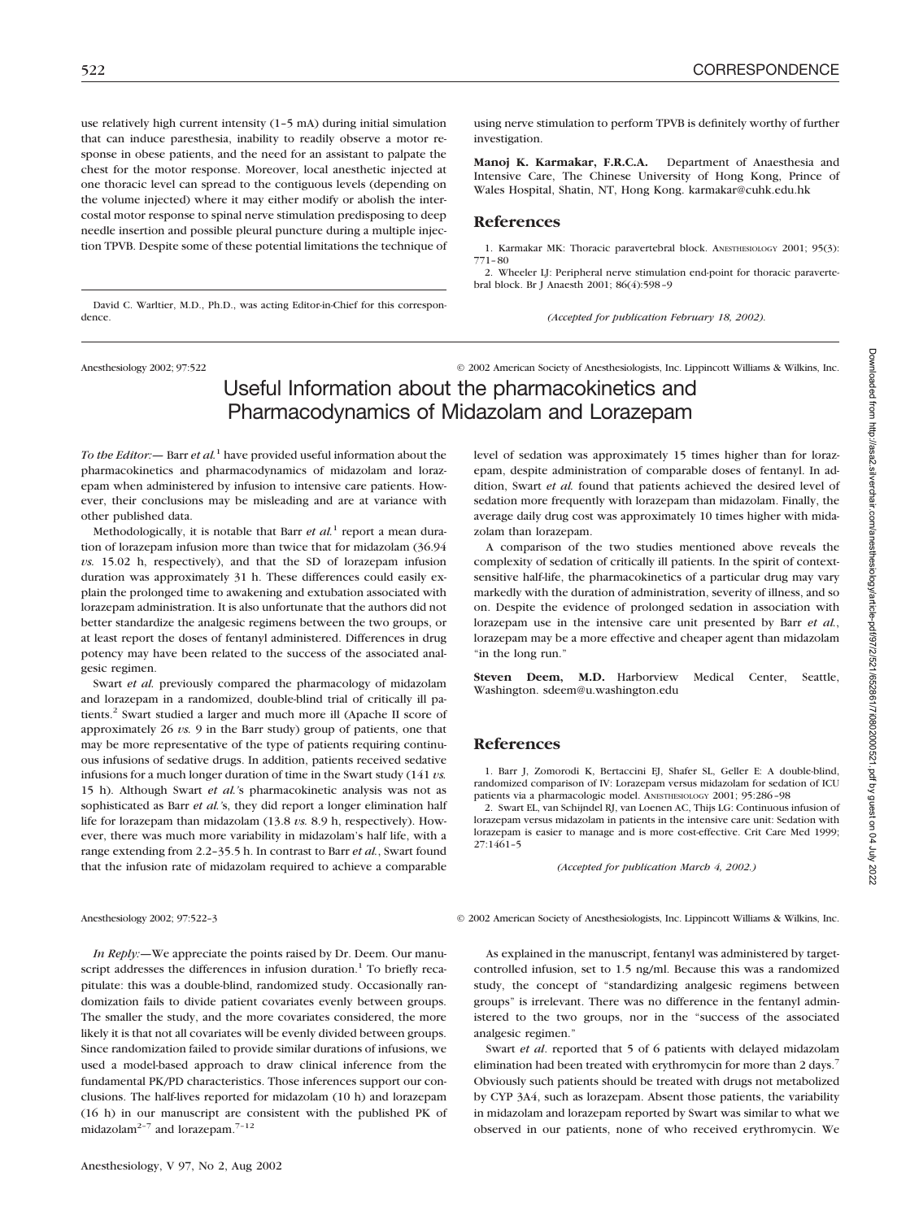use relatively high current intensity (1–5 mA) during initial simulation that can induce paresthesia, inability to readily observe a motor response in obese patients, and the need for an assistant to palpate the chest for the motor response. Moreover, local anesthetic injected at one thoracic level can spread to the contiguous levels (depending on the volume injected) where it may either modify or abolish the intercostal motor response to spinal nerve stimulation predisposing to deep needle insertion and possible pleural puncture during a multiple injection TPVB. Despite some of these potential limitations the technique of using nerve stimulation to perform TPVB is definitely worthy of further investigation.

**Manoj K. Karmakar, F.R.C.A.** Department of Anaesthesia and Intensive Care, The Chinese University of Hong Kong, Prince of Wales Hospital, Shatin, NT, Hong Kong. karmakar@cuhk.edu.hk

## References

1. Karmakar MK: Thoracic paravertebral block. ANESTHESIOLOGY 2001; 95(3): 771–80
2. Wheeler LJ: Peripheral nerve stimulation end-point for thoracic paravertebral block. Br J Anaesth 2001; 86(4):598–9

*(Accepted for publication February 18, 2002).*

David C. Warltier, M.D., Ph.D., was acting Editor-in-Chief for this correspondence.

Anesthesiology 2002; 97:522 © 2002 American Society of Anesthesiologists, Inc. Lippincott Williams & Wilkins, Inc.

# Useful Information about the pharmacokinetics and Pharmacodynamics of Midazolam and Lorazepam

*To the Editor:*— Barr *et al.*[1] have provided useful information about the pharmacokinetics and pharmacodynamics of midazolam and lorazepam when administered by infusion to intensive care patients. However, their conclusions may be misleading and are at variance with other published data.

Methodologically, it is notable that Barr *et al.*[1] report a mean duration of lorazepam infusion more than twice that for midazolam (36.94 *vs.* 15.02 h, respectively), and that the SD of lorazepam infusion duration was approximately 31 h. These differences could easily explain the prolonged time to awakening and extubation associated with lorazepam administration. It is also unfortunate that the authors did not better standardize the analgesic regimens between the two groups, or at least report the doses of fentanyl administered. Differences in drug potency may have been related to the success of the associated analgesic regimen.

Swart *et al.* previously compared the pharmacology of midazolam and lorazepam in a randomized, double-blind trial of critically ill patients.[2] Swart studied a larger and much more ill (Apache II score of approximately 26 *vs.* 9 in the Barr study) group of patients, one that may be more representative of the type of patients requiring continuous infusions of sedative drugs. In addition, patients received sedative infusions for a much longer duration of time in the Swart study (141 *vs.* 15 h). Although Swart *et al.*'s pharmacokinetic analysis was not as sophisticated as Barr *et al.*'s, they did report a longer elimination half life for lorazepam than midazolam (13.8 *vs.* 8.9 h, respectively). However, there was much more variability in midazolam's half life, with a range extending from 2.2–35.5 h. In contrast to Barr *et al.*, Swart found that the infusion rate of midazolam required to achieve a comparable level of sedation was approximately 15 times higher than for lorazepam, despite administration of comparable doses of fentanyl. In addition, Swart *et al.* found that patients achieved the desired level of sedation more frequently with lorazepam than midazolam. Finally, the average daily drug cost was approximately 10 times higher with midazolam than lorazepam.

A comparison of the two studies mentioned above reveals the complexity of sedation of critically ill patients. In the spirit of context-sensitive half-life, the pharmacokinetics of a particular drug may vary markedly with the duration of administration, severity of illness, and so on. Despite the evidence of prolonged sedation in association with lorazepam use in the intensive care unit presented by Barr *et al.*, lorazepam may be a more effective and cheaper agent than midazolam "in the long run."

**Steven Deem, M.D.** Harborview Medical Center, Seattle, Washington. sdeem@u.washington.edu

## References

1. Barr J, Zomorodi K, Bertaccini EJ, Shafer SL, Geller E: A double-blind, randomized comparison of IV: Lorazepam versus midazolam for sedation of ICU patients via a pharmacologic model. ANESTHESIOLOGY 2001; 95:286–98
2. Swart EL, van Schijndel RJ, van Loenen AC, Thijs LG: Continuous infusion of lorazepam versus midazolam in patients in the intensive care unit: Sedation with lorazepam is easier to manage and is more cost-effective. Crit Care Med 1999; 27:1461–5

*(Accepted for publication March 4, 2002.)*

Anesthesiology 2002; 97:522–3 © 2002 American Society of Anesthesiologists, Inc. Lippincott Williams & Wilkins, Inc.

*In Reply:*—We appreciate the points raised by Dr. Deem. Our manuscript addresses the differences in infusion duration.[1] To briefly recapitulate: this was a double-blind, randomized study. Occasionally randomization fails to divide patient covariates evenly between groups. The smaller the study, and the more covariates considered, the more likely it is that not all covariates will be evenly divided between groups. Since randomization failed to provide similar durations of infusions, we used a model-based approach to draw clinical inference from the fundamental PK/PD characteristics. Those inferences support our conclusions. The half-lives reported for midazolam (10 h) and lorazepam (16 h) in our manuscript are consistent with the published PK of midazolam[2–7] and lorazepam.[7–12]

As explained in the manuscript, fentanyl was administered by target-controlled infusion, set to 1.5 ng/ml. Because this was a randomized study, the concept of "standardizing analgesic regimens between groups" is irrelevant. There was no difference in the fentanyl administered to the two groups, nor in the "success of the associated analgesic regimen."

Swart *et al.* reported that 5 of 6 patients with delayed midazolam elimination had been treated with erythromycin for more than 2 days.[7] Obviously such patients should be treated with drugs not metabolized by CYP 3A4, such as lorazepam. Absent those patients, the variability in midazolam and lorazepam reported by Swart was similar to what we observed in our patients, none of who received erythromycin. We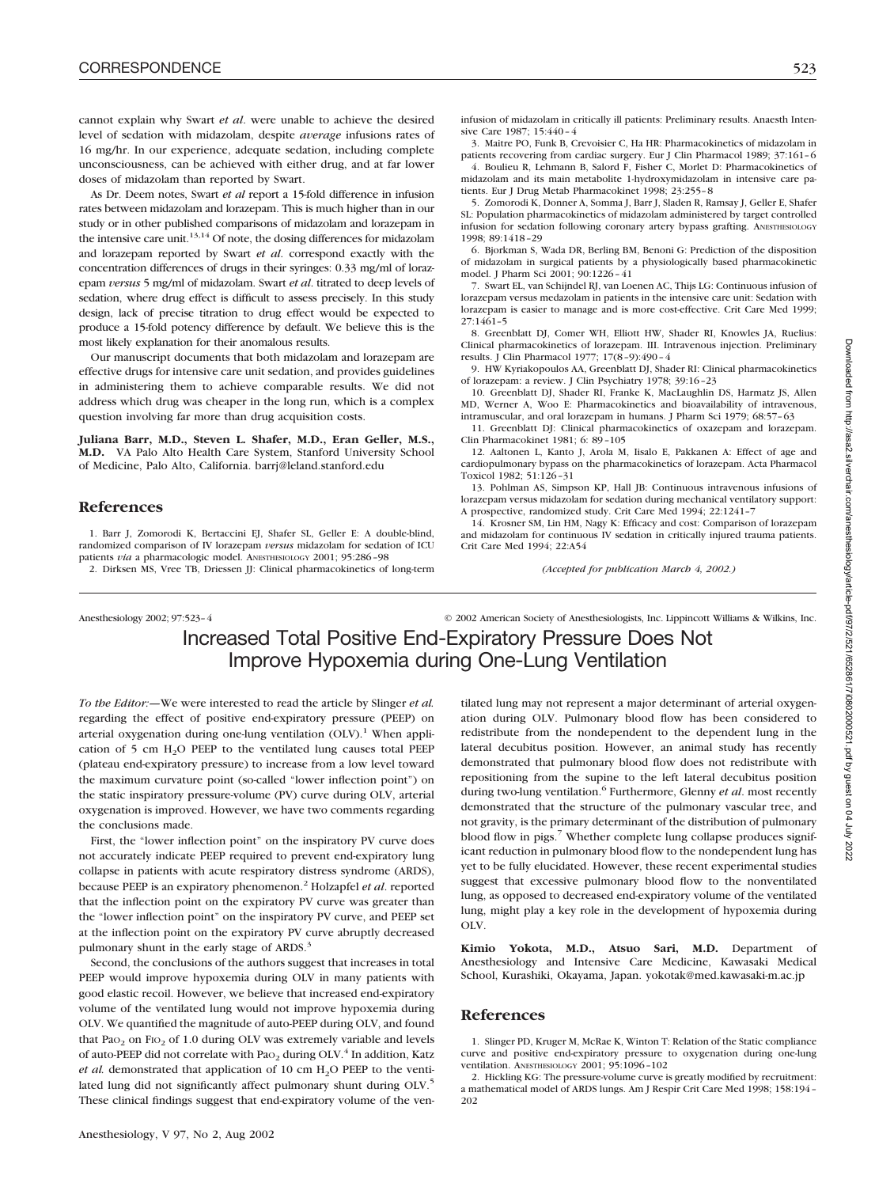cannot explain why Swart *et al.* were unable to achieve the desired level of sedation with midazolam, despite *average* infusions rates of 16 mg/hr. In our experience, adequate sedation, including complete unconsciousness, can be achieved with either drug, and at far lower doses of midazolam than reported by Swart.

As Dr. Deem notes, Swart *et al* report a 15-fold difference in infusion rates between midazolam and lorazepam. This is much higher than in our study or in other published comparisons of midazolam and lorazepam in the intensive care unit.[13,14] Of note, the dosing differences for midazolam and lorazepam reported by Swart *et al.* correspond exactly with the concentration differences of drugs in their syringes: 0.33 mg/ml of lorazepam *versus* 5 mg/ml of midazolam. Swart *et al.* titrated to deep levels of sedation, where drug effect is difficult to assess precisely. In this study design, lack of precise titration to drug effect would be expected to produce a 15-fold potency difference by default. We believe this is the most likely explanation for their anomalous results.

Our manuscript documents that both midazolam and lorazepam are effective drugs for intensive care unit sedation, and provides guidelines in administering them to achieve comparable results. We did not address which drug was cheaper in the long run, which is a complex question involving far more than drug acquisition costs.

**Juliana Barr, M.D., Steven L. Shafer, M.D., Eran Geller, M.S., M.D.** VA Palo Alto Health Care System, Stanford University School of Medicine, Palo Alto, California. barrj@leland.stanford.edu

## References

1. Barr J, Zomorodi K, Bertaccini EJ, Shafer SL, Geller E: A double-blind, randomized comparison of IV lorazepam *versus* midazolam for sedation of ICU patients *via* a pharmacologic model. Anesthesiology 2001; 95:286–98
2. Dirksen MS, Vree TB, Driessen JJ: Clinical pharmacokinetics of long-term infusion of midazolam in critically ill patients: Preliminary results. Anaesth Intensive Care 1987; 15:440–4
3. Maitre PO, Funk B, Crevoisier C, Ha HR: Pharmacokinetics of midazolam in patients recovering from cardiac surgery. Eur J Clin Pharmacol 1989; 37:161–6
4. Boulieu R, Lehmann B, Salord F, Fisher C, Morlet D: Pharmacokinetics of midazolam and its main metabolite 1-hydroxymidazolam in intensive care patients. Eur J Drug Metab Pharmacokinet 1998; 23:255–8
5. Zomorodi K, Donner A, Somma J, Barr J, Sladen R, Ramsay J, Geller E, Shafer SL: Population pharmacokinetics of midazolam administered by target controlled infusion for sedation following coronary artery bypass grafting. Anesthesiology 1998; 89:1418–29
6. Bjorkman S, Wada DR, Berling BM, Benoni G: Prediction of the disposition of midazolam in surgical patients by a physiologically based pharmacokinetic model. J Pharm Sci 2001; 90:1226–41
7. Swart EL, van Schijndel RJ, van Loenen AC, Thijs LG: Continuous infusion of lorazepam versus medazolam in patients in the intensive care unit: Sedation with lorazepam is easier to manage and is more cost-effective. Crit Care Med 1999; 27:1461–5
8. Greenblatt DJ, Comer WH, Elliott HW, Shader RI, Knowles JA, Ruelius: Clinical pharmacokinetics of lorazepam. III. Intravenous injection. Preliminary results. J Clin Pharmacol 1977; 17(8–9):490–4
9. HW Kyriakopoulos AA, Greenblatt DJ, Shader RI: Clinical pharmacokinetics of lorazepam: a review. J Clin Psychiatry 1978; 39:16–23
10. Greenblatt DJ, Shader RI, Franke K, MacLaughlin DS, Harmatz JS, Allen MD, Werner A, Woo E: Pharmacokinetics and bioavailability of intravenous, intramuscular, and oral lorazepam in humans. J Pharm Sci 1979; 68:57–63
11. Greenblatt DJ: Clinical pharmacokinetics of oxazepam and lorazepam. Clin Pharmacokinet 1981; 6: 89–105
12. Aaltonen L, Kanto J, Arola M, Iisalo E, Pakkanen A: Effect of age and cardiopulmonary bypass on the pharmacokinetics of lorazepam. Acta Pharmacol Toxicol 1982; 51:126–31
13. Pohlman AS, Simpson KP, Hall JB: Continuous intravenous infusions of lorazepam versus midazolam for sedation during mechanical ventilatory support: A prospective, randomized study. Crit Care Med 1994; 22:1241–7
14. Krosner SM, Lin HM, Nagy K: Efficacy and cost: Comparison of lorazepam and midazolam for continuous IV sedation in critically injured trauma patients. Crit Care Med 1994; 22:A54

*(Accepted for publication March 4, 2002.)*

Anesthesiology 2002; 97:523–4 © 2002 American Society of Anesthesiologists, Inc. Lippincott Williams & Wilkins, Inc.

# Increased Total Positive End-Expiratory Pressure Does Not Improve Hypoxemia during One-Lung Ventilation

*To the Editor:*—We were interested to read the article by Slinger *et al.* regarding the effect of positive end-expiratory pressure (PEEP) on arterial oxygenation during one-lung ventilation (OLV).[1] When application of 5 cm $H_2O$ PEEP to the ventilated lung causes total PEEP (plateau end-expiratory pressure) to increase from a low level toward the maximum curvature point (so-called "lower inflection point") on the static inspiratory pressure-volume (PV) curve during OLV, arterial oxygenation is improved. However, we have two comments regarding the conclusions made.

First, the "lower inflection point" on the inspiratory PV curve does not accurately indicate PEEP required to prevent end-expiratory lung collapse in patients with acute respiratory distress syndrome (ARDS), because PEEP is an expiratory phenomenon.[2] Holzapfel *et al.* reported that the inflection point on the expiratory PV curve was greater than the "lower inflection point" on the inspiratory PV curve, and PEEP set at the inflection point on the expiratory PV curve abruptly decreased pulmonary shunt in the early stage of ARDS.[3]

Second, the conclusions of the authors suggest that increases in total PEEP would improve hypoxemia during OLV in many patients with good elastic recoil. However, we believe that increased end-expiratory volume of the ventilated lung would not improve hypoxemia during OLV. We quantified the magnitude of auto-PEEP during OLV, and found that $Pa_{O_2}$ on $F_{IO_2}$ of 1.0 during OLV was extremely variable and levels of auto-PEEP did not correlate with $Pa_{O_2}$ during OLV.[4] In addition, Katz *et al.* demonstrated that application of 10 cm $H_2O$ PEEP to the ventilated lung did not significantly affect pulmonary shunt during OLV.[5] These clinical findings suggest that end-expiratory volume of the ventilated lung may not represent a major determinant of arterial oxygenation during OLV. Pulmonary blood flow has been considered to redistribute from the nondependent to the dependent lung in the lateral decubitus position. However, an animal study has recently demonstrated that pulmonary blood flow does not redistribute with repositioning from the supine to the left lateral decubitus position during two-lung ventilation.[6] Furthermore, Glenny *et al.* most recently demonstrated that the structure of the pulmonary vascular tree, and not gravity, is the primary determinant of the distribution of pulmonary blood flow in pigs.[7] Whether complete lung collapse produces significant reduction in pulmonary blood flow to the nondependent lung has yet to be fully elucidated. However, these recent experimental studies suggest that excessive pulmonary blood flow to the nonventilated lung, as opposed to decreased end-expiratory volume of the ventilated lung, might play a key role in the development of hypoxemia during OLV.

**Kimio Yokota, M.D., Atsuo Sari, M.D.** Department of Anesthesiology and Intensive Care Medicine, Kawasaki Medical School, Kurashiki, Okayama, Japan. yokotak@med.kawasaki-m.ac.jp

## References

1. Slinger PD, Kruger M, McRae K, Winton T: Relation of the Static compliance curve and positive end-expiratory pressure to oxygenation during one-lung ventilation. Anesthesiology 2001; 95:1096–102
2. Hickling KG: The pressure-volume curve is greatly modified by recruitment: a mathematical model of ARDS lungs. Am J Respir Crit Care Med 1998; 158:194–202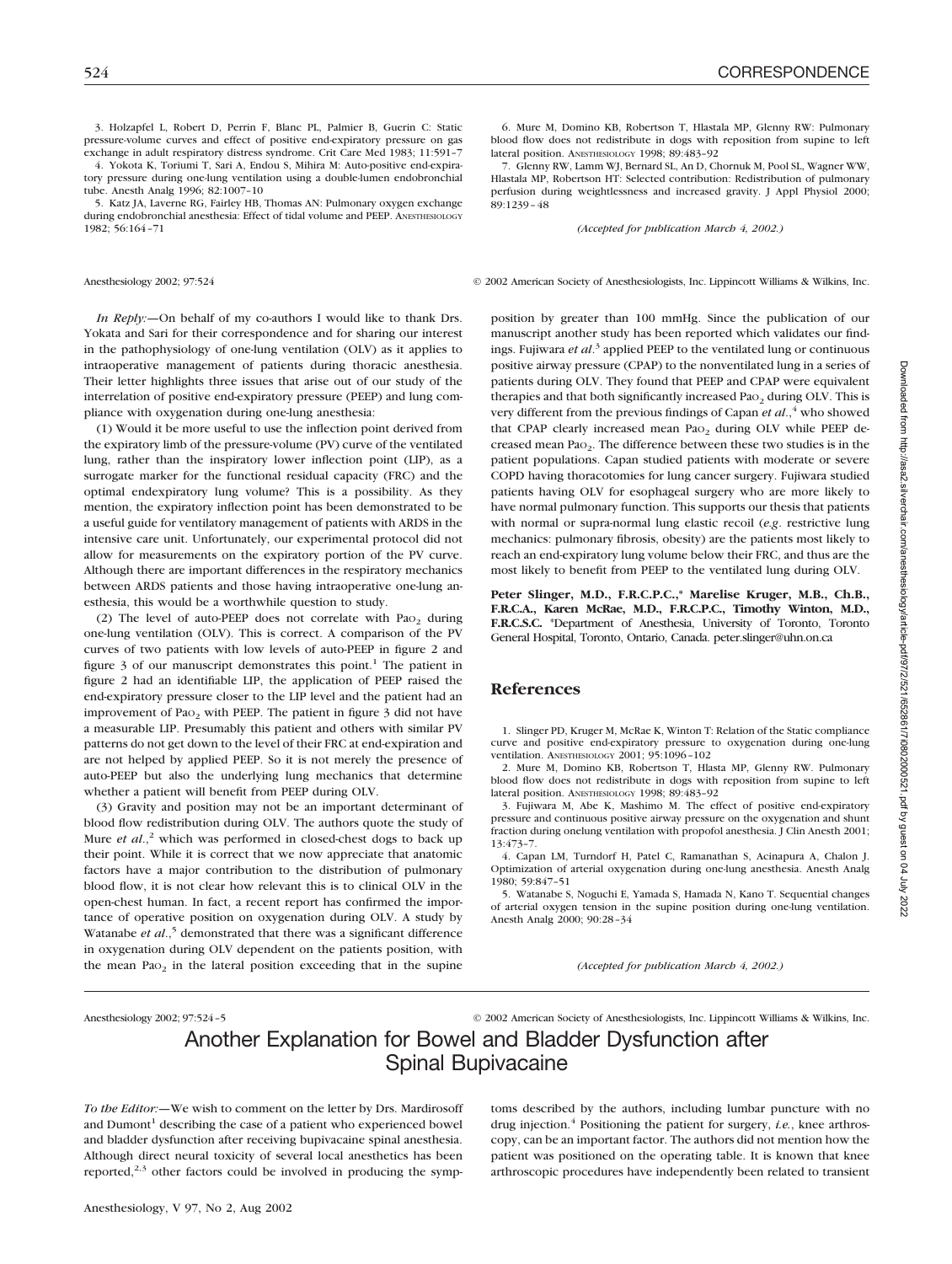3. Holzapfel L, Robert D, Perrin F, Blanc PL, Palmier B, Guerin C: Static pressure-volume curves and effect of positive end-expiratory pressure on gas exchange in adult respiratory distress syndrome. Crit Care Med 1983; 11:591–7

4. Yokota K, Toriumi T, Sari A, Endou S, Mihira M: Auto-positive end-expiratory pressure during one-lung ventilation using a double-lumen endobronchial tube. Anesth Analg 1996; 82:1007–10

5. Katz JA, Laverne RG, Fairley HB, Thomas AN: Pulmonary oxygen exchange during endobronchial anesthesia: Effect of tidal volume and PEEP. ANESTHESIOLOGY 1982; 56:164–71

6. Mure M, Domino KB, Robertson T, Hlastala MP, Glenny RW: Pulmonary blood flow does not redistribute in dogs with reposition from supine to left lateral position. ANESTHESIOLOGY 1998; 89:483–92

7. Glenny RW, Lamm WJ, Bernard SL, An D, Chornuk M, Pool SL, Wagner WW, Hlastala MP, Robertson HT: Selected contribution: Redistribution of pulmonary perfusion during weightlessness and increased gravity. J Appl Physiol 2000; 89:1239–48

*(Accepted for publication March 4, 2002.)*

Anesthesiology 2002; 97:524 © 2002 American Society of Anesthesiologists, Inc. Lippincott Williams & Wilkins, Inc.

*In Reply:*—On behalf of my co-authors I would like to thank Drs. Yokata and Sari for their correspondence and for sharing our interest in the pathophysiology of one-lung ventilation (OLV) as it applies to intraoperative management of patients during thoracic anesthesia. Their letter highlights three issues that arise out of our study of the interrelation of positive end-expiratory pressure (PEEP) and lung compliance with oxygenation during one-lung anesthesia:

(1) Would it be more useful to use the inflection point derived from the expiratory limb of the pressure-volume (PV) curve of the ventilated lung, rather than the inspiratory lower inflection point (LIP), as a surrogate marker for the functional residual capacity (FRC) and the optimal endexpiratory lung volume? This is a possibility. As they mention, the expiratory inflection point has been demonstrated to be a useful guide for ventilatory management of patients with ARDS in the intensive care unit. Unfortunately, our experimental protocol did not allow for measurements on the expiratory portion of the PV curve. Although there are important differences in the respiratory mechanics between ARDS patients and those having intraoperative one-lung anesthesia, this would be a worthwhile question to study.

(2) The level of auto-PEEP does not correlate with $Pa_{O_2}$ during one-lung ventilation (OLV). This is correct. A comparison of the PV curves of two patients with low levels of auto-PEEP in figure 2 and figure 3 of our manuscript demonstrates this point.[1] The patient in figure 2 had an identifiable LIP, the application of PEEP raised the end-expiratory pressure closer to the LIP level and the patient had an improvement of $Pa_{O_2}$ with PEEP. The patient in figure 3 did not have a measurable LIP. Presumably this patient and others with similar PV patterns do not get down to the level of their FRC at end-expiration and are not helped by applied PEEP. So it is not merely the presence of auto-PEEP but also the underlying lung mechanics that determine whether a patient will benefit from PEEP during OLV.

(3) Gravity and position may not be an important determinant of blood flow redistribution during OLV. The authors quote the study of Mure *et al.*,[2] which was performed in closed-chest dogs to back up their point. While it is correct that we now appreciate that anatomic factors have a major contribution to the distribution of pulmonary blood flow, it is not clear how relevant this is to clinical OLV in the open-chest human. In fact, a recent report has confirmed the importance of operative position on oxygenation during OLV. A study by Watanabe *et al.*,[5] demonstrated that there was a significant difference in oxygenation during OLV dependent on the patients position, with the mean $Pa_{O_2}$ in the lateral position exceeding that in the supine position by greater than 100 mmHg. Since the publication of our manuscript another study has been reported which validates our findings. Fujiwara *et al.*[3] applied PEEP to the ventilated lung or continuous positive airway pressure (CPAP) to the nonventilated lung in a series of patients during OLV. They found that PEEP and CPAP were equivalent therapies and that both significantly increased $Pa_{O_2}$ during OLV. This is very different from the previous findings of Capan *et al.*,[4] who showed that CPAP clearly increased mean $Pa_{O_2}$ during OLV while PEEP decreased mean $Pa_{O_2}$. The difference between these two studies is in the patient populations. Capan studied patients with moderate or severe COPD having thoracotomies for lung cancer surgery. Fujiwara studied patients having OLV for esophageal surgery who are more likely to have normal pulmonary function. This supports our thesis that patients with normal or supra-normal lung elastic recoil (*e.g.* restrictive lung mechanics: pulmonary fibrosis, obesity) are the patients most likely to reach an end-expiratory lung volume below their FRC, and thus are the most likely to benefit from PEEP to the ventilated lung during OLV.

**Peter Slinger, M.D., F.R.C.P.C.,\* Marelise Kruger, M.B., Ch.B., F.R.C.A., Karen McRae, M.D., F.R.C.P.C., Timothy Winton, M.D., F.R.C.S.C.** \*Department of Anesthesia, University of Toronto, Toronto General Hospital, Toronto, Ontario, Canada. peter.slinger@uhn.on.ca

## References

1. Slinger PD, Kruger M, McRae K, Winton T: Relation of the Static compliance curve and positive end-expiratory pressure to oxygenation during one-lung ventilation. ANESTHESIOLOGY 2001; 95:1096–102

2. Mure M, Domino KB, Robertson T, Hlasta MP, Glenny RW. Pulmonary blood flow does not redistribute in dogs with reposition from supine to left lateral position. ANESTHESIOLOGY 1998; 89:483–92

3. Fujiwara M, Abe K, Mashimo M. The effect of positive end-expiratory pressure and continuous positive airway pressure on the oxygenation and shunt fraction during onelung ventilation with propofol anesthesia. J Clin Anesth 2001; 13:473–7.

4. Capan LM, Turndorf H, Patel C, Ramanathan S, Acinapura A, Chalon J. Optimization of arterial oxygenation during one-lung anesthesia. Anesth Analg 1980; 59:847–51

5. Watanabe S, Noguchi E, Yamada S, Hamada N, Kano T. Sequential changes of arterial oxygen tension in the supine position during one-lung ventilation. Anesth Analg 2000; 90:28–34

*(Accepted for publication March 4, 2002.)*

Anesthesiology 2002; 97:524–5 © 2002 American Society of Anesthesiologists, Inc. Lippincott Williams & Wilkins, Inc.

# Another Explanation for Bowel and Bladder Dysfunction after Spinal Bupivacaine

*To the Editor:*—We wish to comment on the letter by Drs. Mardirosoff and Dumont[1] describing the case of a patient who experienced bowel and bladder dysfunction after receiving bupivacaine spinal anesthesia. Although direct neural toxicity of several local anesthetics has been reported,[2,3] other factors could be involved in producing the symptoms described by the authors, including lumbar puncture with no drug injection.[4] Positioning the patient for surgery, *i.e.*, knee arthroscopy, can be an important factor. The authors did not mention how the patient was positioned on the operating table. It is known that knee arthroscopic procedures have independently been related to transient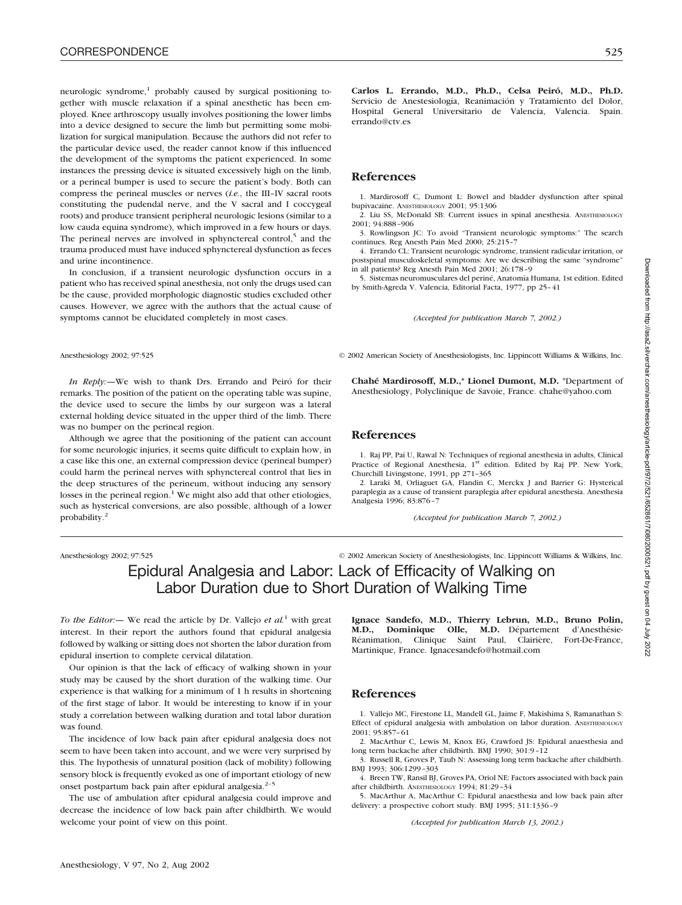neurologic syndrome,[1] probably caused by surgical positioning together with muscle relaxation if a spinal anesthetic has been employed. Knee arthroscopy usually involves positioning the lower limbs into a device designed to secure the limb but permitting some mobilization for surgical manipulation. Because the authors did not refer to the particular device used, the reader cannot know if this influenced the development of the symptoms the patient experienced. In some instances the pressing device is situated excessively high on the limb, or a perineal bumper is used to secure the patient's body. Both can compress the perineal muscles or nerves (*i.e.*, the III–IV sacral roots constituting the pudendal nerve, and the V sacral and I coccygeal roots) and produce transient peripheral neurologic lesions (similar to a low cauda equina syndrome), which improved in a few hours or days. The perineal nerves are involved in sphynctereal control,[5] and the trauma produced must have induced sphynctereal dysfunction as feces and urine incontinence.

In conclusion, if a transient neurologic dysfunction occurs in a patient who has received spinal anesthesia, not only the drugs used can be the cause, provided morphologic diagnostic studies excluded other causes. However, we agree with the authors that the actual cause of symptoms cannot be elucidated completely in most cases.

**Carlos L. Errando, M.D., Ph.D., Celsa Peiró, M.D., Ph.D.** Servicio de Anestesiología, Reanimación y Tratamiento del Dolor, Hospital General Universitario de Valencia, Valencia. Spain. errando@ctv.es

## References

1. Mardirosoff C, Dumont L: Bowel and bladder dysfunction after spinal bupivacaine. ANESTHESIOLOGY 2001; 95:1306
2. Liu SS, McDonald SB: Current issues in spinal anesthesia. ANESTHESIOLOGY 2001; 94:888–906
3. Rowlingson JC: To avoid "Transient neurologic symptoms:" The search continues. Reg Anesth Pain Med 2000; 25:215–7
4. Errando CL: Transient neurologic syndrome, transient radicular irritation, or postspinal musculoskeletal symptoms: Are we describing the same "syndrome" in all patients? Reg Anesth Pain Med 2001; 26:178–9
5. Sistemas neuromusculares del periné, Anatomía Humana, 1st edition. Edited by Smith-Agreda V. Valencia, Editorial Facta, 1977, pp 25–41

*(Accepted for publication March 7, 2002.)*

*In Reply:*—We wish to thank Drs. Errando and Peiró for their remarks. The position of the patient on the operating table was supine, the device used to secure the limbs by our surgeon was a lateral external holding device situated in the upper third of the limb. There was no bumper on the perineal region.

Although we agree that the positioning of the patient can account for some neurologic injuries, it seems quite difficult to explain how, in a case like this one, an external compression device (perineal bumper) could harm the perineal nerves with sphynctereal control that lies in the deep structures of the perineum, without inducing any sensory losses in the perineal region.[1] We might also add that other etiologies, such as hysterical conversions, are also possible, although of a lower probability.[2]

**Chahé Mardirosoff, M.D.,\* Lionel Dumont, M.D.** \*Department of Anesthesiology, Polyclinique de Savoie, France. chahe@yahoo.com

## References

1. Raj PP, Pai U, Rawal N: Techniques of regional anesthesia in adults, Clinical Practice of Regional Anesthesia, 1st edition. Edited by Raj PP. New York, Churchill Livingstone, 1991, pp 271–365
2. Laraki M, Orliaguet GA, Flandin C, Merckx J and Barrier G: Hysterical paraplegia as a cause of transient paraplegia after epidural anesthesia. Anesthesia Analgesia 1996; 83:876–7

*(Accepted for publication March 7, 2002.)*

# Epidural Analgesia and Labor: Lack of Efficacity of Walking on Labor Duration due to Short Duration of Walking Time

*To the Editor:*— We read the article by Dr. Vallejo *et al.*[1] with great interest. In their report the authors found that epidural analgesia followed by walking or sitting does not shorten the labor duration from epidural insertion to complete cervical dilatation.

Our opinion is that the lack of efficacy of walking shown in your study may be caused by the short duration of the walking time. Our experience is that walking for a minimum of 1 h results in shortening of the first stage of labor. It would be interesting to know if in your study a correlation between walking duration and total labor duration was found.

The incidence of low back pain after epidural analgesia does not seem to have been taken into account, and we were very surprised by this. The hypothesis of unnatural position (lack of mobility) following sensory block is frequently evoked as one of important etiology of new onset postpartum back pain after epidural analgesia.[2–5]

The use of ambulation after epidural analgesia could improve and decrease the incidence of low back pain after childbirth. We would welcome your point of view on this point.

**Ignace Sandefo, M.D., Thierry Lebrun, M.D., Bruno Polin, M.D., Dominique Olle, M.D.** Département d'Anesthésie-Réanimation, Clinique Saint Paul, Clairière, Fort-De-France, Martinique, France. Ignacesandefo@hotmail.com

## References

1. Vallejo MC, Firestone LL, Mandell GL, Jaime F, Makishima S, Ramanathan S: Effect of epidural analgesia with ambulation on labor duration. ANESTHESIOLOGY 2001; 95:857–61
2. MacArthur C, Lewis M, Knox EG, Crawford JS: Epidural anaesthesia and long term backache after childbirth. BMJ 1990; 301:9–12
3. Russell R, Groves P, Taub N: Assessing long term backache after childbirth. BMJ 1993; 306:1299–303
4. Breen TW, Ransil BJ, Groves PA, Oriol NE: Factors associated with back pain after childbirth. ANESTHESIOLOGY 1994; 81:29–34
5. MacArthur A, MacArthur C: Epidural anaesthesia and low back pain after delivery: a prospective cohort study. BMJ 1995; 311:1336–9

*(Accepted for publication March 13, 2002.)*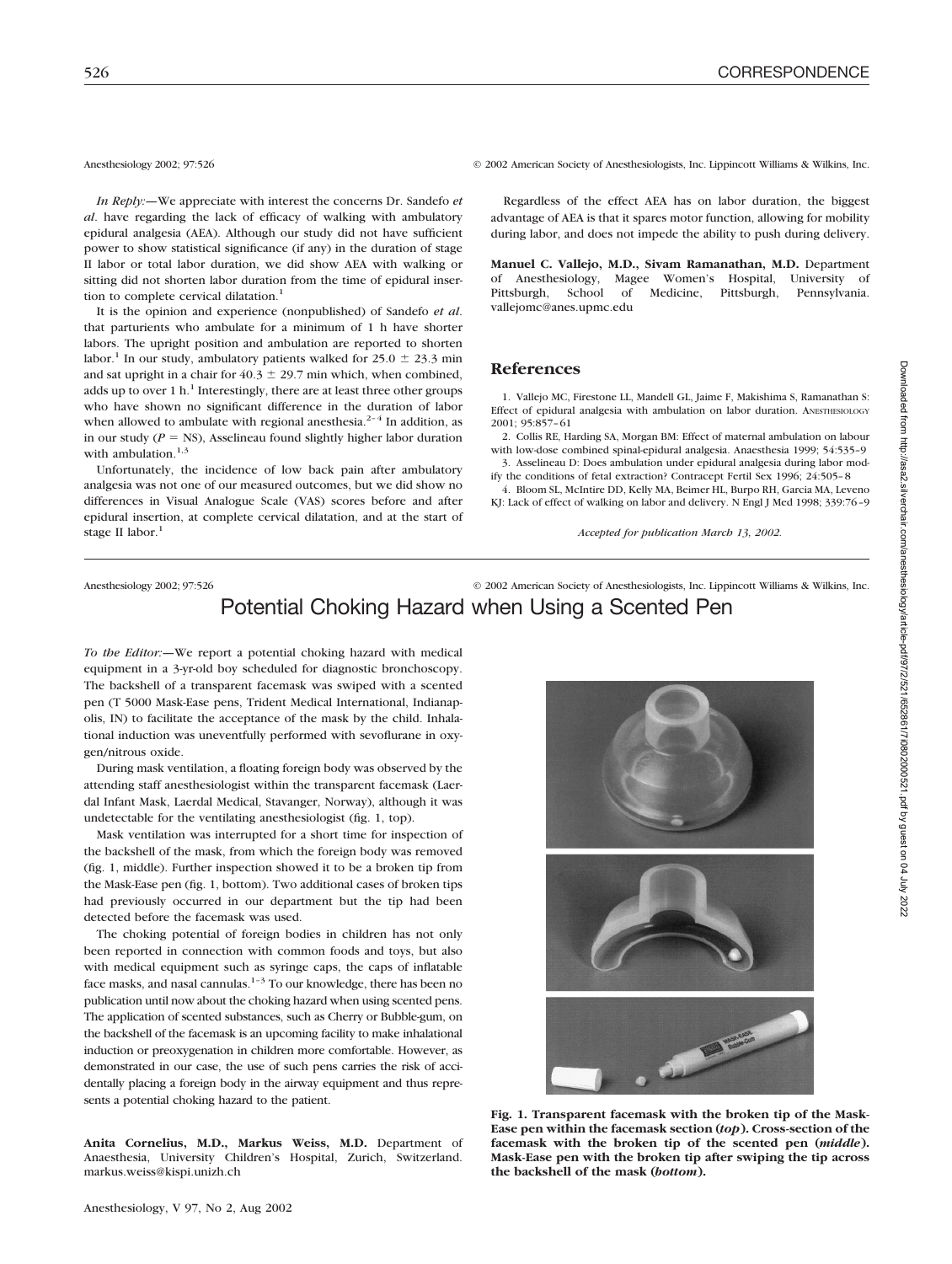Anesthesiology 2002; 97:526 © 2002 American Society of Anesthesiologists, Inc. Lippincott Williams & Wilkins, Inc.

*In Reply:*—We appreciate with interest the concerns Dr. Sandefo *et al*. have regarding the lack of efficacy of walking with ambulatory epidural analgesia (AEA). Although our study did not have sufficient power to show statistical significance (if any) in the duration of stage II labor or total labor duration, we did show AEA with walking or sitting did not shorten labor duration from the time of epidural insertion to complete cervical dilatation.[1]

It is the opinion and experience (nonpublished) of Sandefo *et al*. that parturients who ambulate for a minimum of 1 h have shorter labors. The upright position and ambulation are reported to shorten labor.[1] In our study, ambulatory patients walked for $25.0 \pm 23.3$ min and sat upright in a chair for $40.3 \pm 29.7$ min which, when combined, adds up to over 1 h.[1] Interestingly, there are at least three other groups who have shown no significant difference in the duration of labor when allowed to ambulate with regional anesthesia.[2–4] In addition, as in our study ($P$ = NS), Asselineau found slightly higher labor duration with ambulation.[1,3]

Unfortunately, the incidence of low back pain after ambulatory analgesia was not one of our measured outcomes, but we did show no differences in Visual Analogue Scale (VAS) scores before and after epidural insertion, at complete cervical dilatation, and at the start of stage II labor.[1]

Regardless of the effect AEA has on labor duration, the biggest advantage of AEA is that it spares motor function, allowing for mobility during labor, and does not impede the ability to push during delivery.

**Manuel C. Vallejo, M.D., Sivam Ramanathan, M.D.** Department of Anesthesiology, Magee Women's Hospital, University of Pittsburgh, School of Medicine, Pittsburgh, Pennsylvania. vallejomc@anes.upmc.edu

## References

1. Vallejo MC, Firestone LL, Mandell GL, Jaime F, Makishima S, Ramanathan S: Effect of epidural analgesia with ambulation on labor duration. ANESTHESIOLOGY 2001; 95:857–61
2. Collis RE, Harding SA, Morgan BM: Effect of maternal ambulation on labour with low-dose combined spinal-epidural analgesia. Anaesthesia 1999; 54:535–9
3. Asselineau D: Does ambulation under epidural analgesia during labor modify the conditions of fetal extraction? Contracept Fertil Sex 1996; 24:505–8
4. Bloom SL, McIntire DD, Kelly MA, Beimer HL, Burpo RH, Garcia MA, Leveno KJ: Lack of effect of walking on labor and delivery. N Engl J Med 1998; 339:76–9

*Accepted for publication March 13, 2002.*

---

Anesthesiology 2002; 97:526 © 2002 American Society of Anesthesiologists, Inc. Lippincott Williams & Wilkins, Inc.

# Potential Choking Hazard when Using a Scented Pen

*To the Editor:*—We report a potential choking hazard with medical equipment in a 3-yr-old boy scheduled for diagnostic bronchoscopy. The backshell of a transparent facemask was swiped with a scented pen (T 5000 Mask-Ease pens, Trident Medical International, Indianapolis, IN) to facilitate the acceptance of the mask by the child. Inhalational induction was uneventfully performed with sevoflurane in oxygen/nitrous oxide.

During mask ventilation, a floating foreign body was observed by the attending staff anesthesiologist within the transparent facemask (Laerdal Infant Mask, Laerdal Medical, Stavanger, Norway), although it was undetectable for the ventilating anesthesiologist (fig. 1, top).

Mask ventilation was interrupted for a short time for inspection of the backshell of the mask, from which the foreign body was removed (fig. 1, middle). Further inspection showed it to be a broken tip from the Mask-Ease pen (fig. 1, bottom). Two additional cases of broken tips had previously occurred in our department but the tip had been detected before the facemask was used.

The choking potential of foreign bodies in children has not only been reported in connection with common foods and toys, but also with medical equipment such as syringe caps, the caps of inflatable face masks, and nasal cannulas.[1–3] To our knowledge, there has been no publication until now about the choking hazard when using scented pens. The application of scented substances, such as Cherry or Bubble-gum, on the backshell of the facemask is an upcoming facility to make inhalational induction or preoxygenation in children more comfortable. However, as demonstrated in our case, the use of such pens carries the risk of accidentally placing a foreign body in the airway equipment and thus represents a potential choking hazard to the patient.

**Anita Cornelius, M.D., Markus Weiss, M.D.** Department of Anaesthesia, University Children's Hospital, Zurich, Switzerland. markus.weiss@kispi.unizh.ch

**Fig. 1. Transparent facemask with the broken tip of the Mask-Ease pen within the facemask section (*top*). Cross-section of the facemask with the broken tip of the scented pen (*middle*). Mask-Ease pen with the broken tip after swiping the tip across the backshell of the mask (*bottom*).**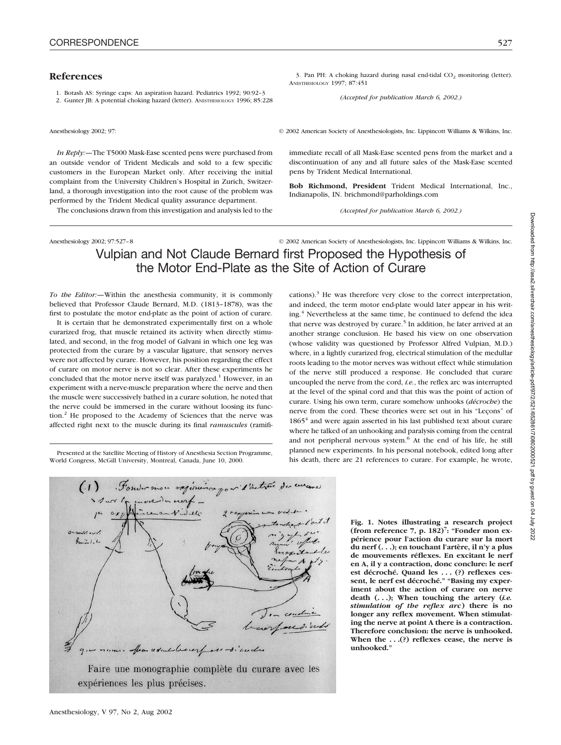## References

1. Botash AS: Syringe caps: An aspiration hazard. Pediatrics 1992; 90:92–3
2. Gunter JB: A potential choking hazard (letter). ANESTHESIOLOGY 1996; 85:228
3. Pan PH: A choking hazard during nasal end-tidal $CO_2$ monitoring (letter). ANESTHESIOLOGY 1997; 87:451

*(Accepted for publication March 6, 2002.)*

Anesthesiology 2002; 97: © 2002 American Society of Anesthesiologists, Inc. Lippincott Williams & Wilkins, Inc.

*In Reply:*—The T5000 Mask-Ease scented pens were purchased from an outside vendor of Trident Medicals and sold to a few specific customers in the European Market only. After receiving the initial complaint from the University Children's Hospital in Zurich, Switzerland, a thorough investigation into the root cause of the problem was performed by the Trident Medical quality assurance department.

The conclusions drawn from this investigation and analysis led to the immediate recall of all Mask-Ease scented pens from the market and a discontinuation of any and all future sales of the Mask-Ease scented pens by Trident Medical International.

**Bob Richmond, President** Trident Medical International, Inc., Indianapolis, IN. brichmond@parholdings.com

*(Accepted for publication March 6, 2002.)*

Anesthesiology 2002; 97:527–8 © 2002 American Society of Anesthesiologists, Inc. Lippincott Williams & Wilkins, Inc.

# Vulpian and Not Claude Bernard first Proposed the Hypothesis of the Motor End-Plate as the Site of Action of Curare

*To the Editor:*—Within the anesthesia community, it is commonly believed that Professor Claude Bernard, M.D. (1813–1878), was the first to postulate the motor end-plate as the point of action of curare.

It is certain that he demonstrated experimentally first on a whole curarized frog, that muscle retained its activity when directly stimulated, and second, in the frog model of Galvani in which one leg was protected from the curare by a vascular ligature, that sensory nerves were not affected by curare. However, his position regarding the effect of curare on motor nerve is not so clear. After these experiments he concluded that the motor nerve itself was paralyzed.[1] However, in an experiment with a nerve-muscle preparation where the nerve and then the muscle were successively bathed in a curare solution, he noted that the nerve could be immersed in the curare without loosing its function.[2] He proposed to the Academy of Sciences that the nerve was affected right next to the muscle during its final *ramuscules* (ramifications).[3] He was therefore very close to the correct interpretation, and indeed, the term motor end-plate would later appear in his writing.[4] Nevertheless at the same time, he continued to defend the idea that nerve was destroyed by curare.[5] In addition, he later arrived at an another strange conclusion. He based his view on one observation (whose validity was questioned by Professor Alfred Vulpian, M.D.) where, in a lightly curarized frog, electrical stimulation of the medullar roots leading to the motor nerves was without effect while stimulation of the nerve still produced a response. He concluded that curare uncoupled the nerve from the cord, *i.e.*, the reflex arc was interrupted at the level of the spinal cord and that this was the point of action of curare. Using his own term, curare somehow unhooks (*décroche*) the nerve from the cord. These theories were set out in his "Leçons" of 1865[4] and were again asserted in his last published text about curare where he talked of an unhooking and paralysis coming from the central and not peripheral nervous system.[6] At the end of his life, he still planned new experiments. In his personal notebook, edited long after his death, there are 21 references to curare. For example, he wrote,

Presented at the Satellite Meeting of History of Anesthesia Section Programme, World Congress, McGill University, Montreal, Canada, June 10, 2000.

Faire une monographie complète du curare avec les expériences les plus précises.

**Fig. 1. Notes illustrating a research project (from reference 7, p. 182)[7]: "Fonder mon expérience pour l'action du curare sur la mort du nerf (. . .); en touchant l'artère, il n'y a plus de mouvements réflexes. En excitant le nerf en A, il y a contraction, donc conclure: le nerf est décroché. Quand les . . . (?) reflexes cessent, le nerf est décroché." "Basing my experiment about the action of curare on nerve death (. . .); When touching the artery (*i.e. stimulation of the reflex arc*) there is no longer any reflex movement. When stimulating the nerve at point A there is a contraction. Therefore conclusion: the nerve is unhooked. When the . . .(?) reflexes cease, the nerve is unhooked."**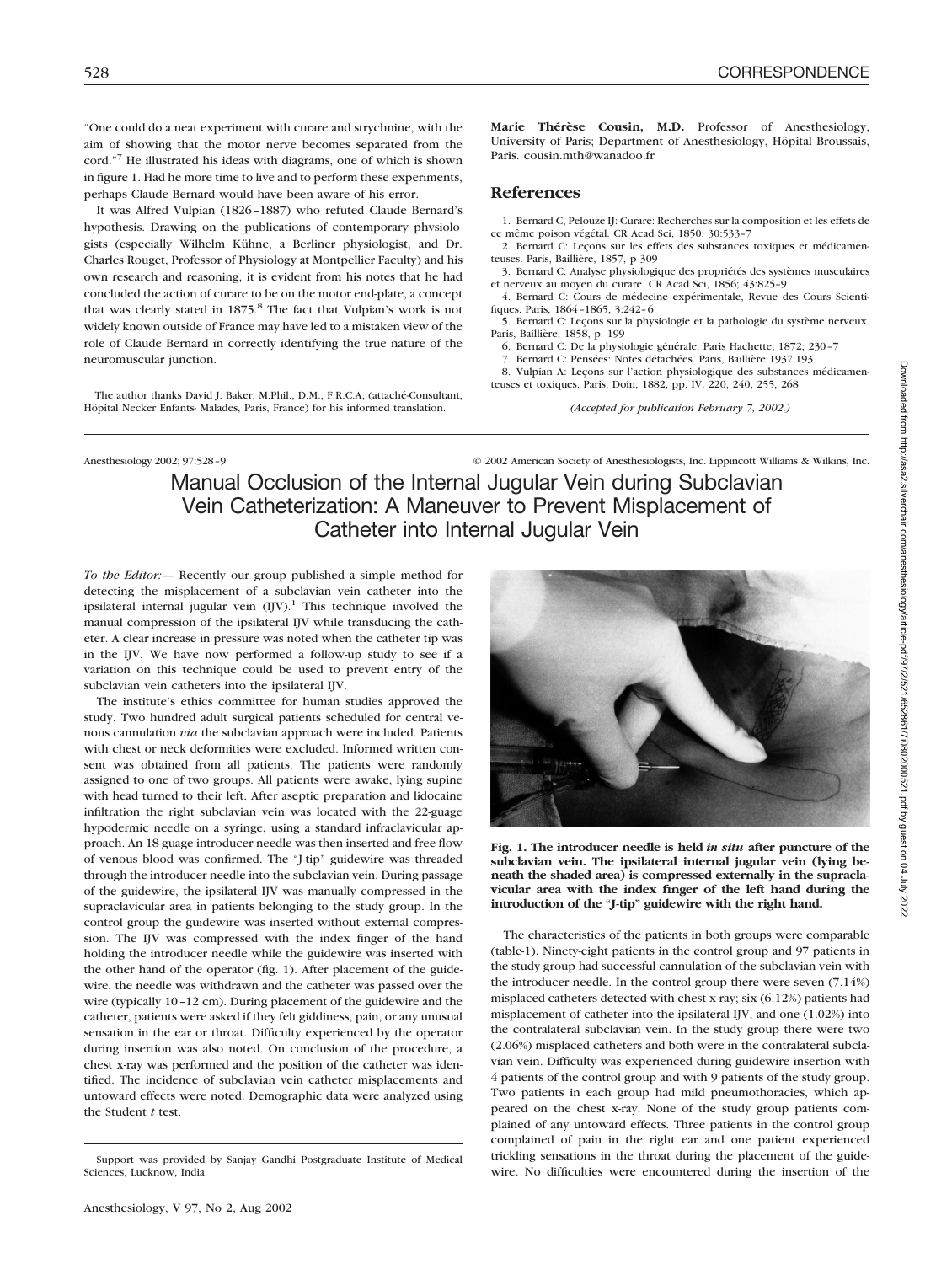"One could do a neat experiment with curare and strychnine, with the aim of showing that the motor nerve becomes separated from the cord."[7] He illustrated his ideas with diagrams, one of which is shown in figure 1. Had he more time to live and to perform these experiments, perhaps Claude Bernard would have been aware of his error.

It was Alfred Vulpian (1826–1887) who refuted Claude Bernard's hypothesis. Drawing on the publications of contemporary physiologists (especially Wilhelm Kühne, a Berliner physiologist, and Dr. Charles Rouget, Professor of Physiology at Montpellier Faculty) and his own research and reasoning, it is evident from his notes that he had concluded the action of curare to be on the motor end-plate, a concept that was clearly stated in 1875.[8] The fact that Vulpian's work is not widely known outside of France may have led to a mistaken view of the role of Claude Bernard in correctly identifying the true nature of the neuromuscular junction.

The author thanks David J. Baker, M.Phil., D.M., F.R.C.A, (attaché-Consultant, Hôpital Necker Enfants- Malades, Paris, France) for his informed translation.

**Marie Thérèse Cousin, M.D.** Professor of Anesthesiology, University of Paris; Department of Anesthesiology, Hôpital Broussais, Paris. cousin.mth@wanadoo.fr

## References

1. Bernard C, Pelouze IJ: Curare: Recherches sur la composition et les effets de ce même poison végétal. CR Acad Sci, 1850; 30:533–7
2. Bernard C: Leçons sur les effets des substances toxiques et médicamenteuses. Paris, Baillière, 1857, p 309
3. Bernard C: Analyse physiologique des propriétés des systèmes musculaires et nerveux au moyen du curare. CR Acad Sci, 1856; 43:825–9
4. Bernard C: Cours de médecine expérimentale, Revue des Cours Scientifiques. Paris, 1864–1865, 3:242–6
5. Bernard C: Leçons sur la physiologie et la pathologie du système nerveux. Paris, Baillière, 1858, p. 199
6. Bernard C: De la physiologie générale. Paris Hachette, 1872; 230–7
7. Bernard C: Pensées: Notes détachées. Paris, Baillière 1937;193
8. Vulpian A: Leçons sur l'action physiologique des substances médicamenteuses et toxiques. Paris, Doin, 1882, pp. IV, 220, 240, 255, 268

*(Accepted for publication February 7, 2002.)*

Anesthesiology 2002; 97:528–9 © 2002 American Society of Anesthesiologists, Inc. Lippincott Williams & Wilkins, Inc.

# Manual Occlusion of the Internal Jugular Vein during Subclavian Vein Catheterization: A Maneuver to Prevent Misplacement of Catheter into Internal Jugular Vein

*To the Editor:—* Recently our group published a simple method for detecting the misplacement of a subclavian vein catheter into the ipsilateral internal jugular vein (IJV).[1] This technique involved the manual compression of the ipsilateral IJV while transducing the catheter. A clear increase in pressure was noted when the catheter tip was in the IJV. We have now performed a follow-up study to see if a variation on this technique could be used to prevent entry of the subclavian vein catheters into the ipsilateral IJV.

The institute's ethics committee for human studies approved the study. Two hundred adult surgical patients scheduled for central venous cannulation *via* the subclavian approach were included. Patients with chest or neck deformities were excluded. Informed written consent was obtained from all patients. The patients were randomly assigned to one of two groups. All patients were awake, lying supine with head turned to their left. After aseptic preparation and lidocaine infiltration the right subclavian vein was located with the 22-guage hypodermic needle on a syringe, using a standard infraclavicular approach. An 18-guage introducer needle was then inserted and free flow of venous blood was confirmed. The "J-tip" guidewire was threaded through the introducer needle into the subclavian vein. During passage of the guidewire, the ipsilateral IJV was manually compressed in the supraclavicular area in patients belonging to the study group. In the control group the guidewire was inserted without external compression. The IJV was compressed with the index finger of the hand holding the introducer needle while the guidewire was inserted with the other hand of the operator (fig. 1). After placement of the guidewire, the needle was withdrawn and the catheter was passed over the wire (typically 10–12 cm). During placement of the guidewire and the catheter, patients were asked if they felt giddiness, pain, or any unusual sensation in the ear or throat. Difficulty experienced by the operator during insertion was also noted. On conclusion of the procedure, a chest x-ray was performed and the position of the catheter was identified. The incidence of subclavian vein catheter misplacements and untoward effects were noted. Demographic data were analyzed using the Student *t* test.

Support was provided by Sanjay Gandhi Postgraduate Institute of Medical Sciences, Lucknow, India.

**Fig. 1. The introducer needle is held *in situ* after puncture of the subclavian vein. The ipsilateral internal jugular vein (lying beneath the shaded area) is compressed externally in the supraclavicular area with the index finger of the left hand during the introduction of the "J-tip" guidewire with the right hand.**

The characteristics of the patients in both groups were comparable (table-1). Ninety-eight patients in the control group and 97 patients in the study group had successful cannulation of the subclavian vein with the introducer needle. In the control group there were seven (7.14%) misplaced catheters detected with chest x-ray; six (6.12%) patients had misplacement of catheter into the ipsilateral IJV, and one (1.02%) into the contralateral subclavian vein. In the study group there were two (2.06%) misplaced catheters and both were in the contralateral subclavian vein. Difficulty was experienced during guidewire insertion with 4 patients of the control group and with 9 patients of the study group. Two patients in each group had mild pneumothoracies, which appeared on the chest x-ray. None of the study group patients complained of any untoward effects. Three patients in the control group complained of pain in the right ear and one patient experienced trickling sensations in the throat during the placement of the guidewire. No difficulties were encountered during the insertion of the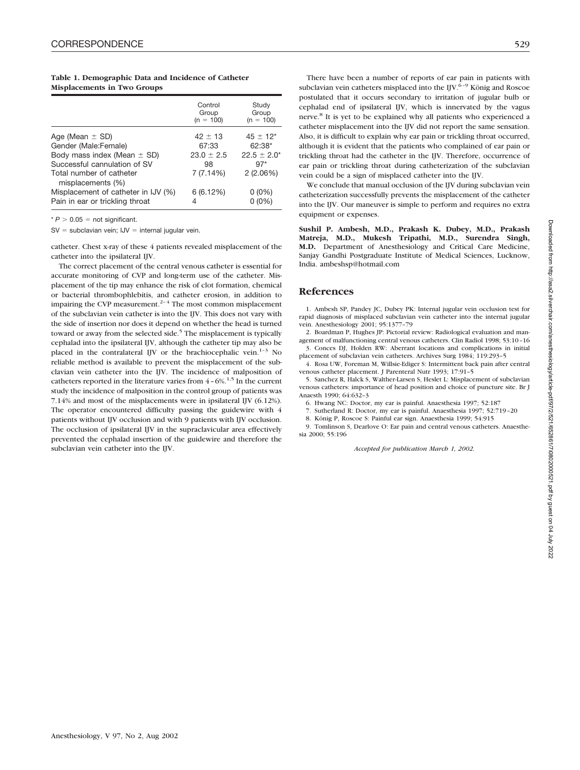**Table 1. Demographic Data and Incidence of Catheter Misplacements in Two Groups**

| | Control Group (n = 100) | Study Group (n = 100) |
|---|---|---|
| Age (Mean ± SD) | 42 ± 13 | 45 ± 12* |
| Gender (Male:Female) | 67:33 | 62:38* |
| Body mass index (Mean ± SD) | 23.0 ± 2.5 | 22.5 ± 2.0* |
| Successful cannulation of SV | 98 | 97* |
| Total number of catheter misplacements (%) | 7 (7.14%) | 2 (2.06%) |
| Misplacement of catheter in IJV (%) | 6 (6.12%) | 0 (0%) |
| Pain in ear or trickling throat | 4 | 0 (0%) |

* $P > 0.05$ = not significant.

SV = subclavian vein; IJV = internal jugular vein.

catheter. Chest x-ray of these 4 patients revealed misplacement of the catheter into the ipsilateral IJV.

The correct placement of the central venous catheter is essential for accurate monitoring of CVP and long-term use of the catheter. Misplacement of the tip may enhance the risk of clot formation, chemical or bacterial thrombophlebitis, and catheter erosion, in addition to impairing the CVP measurement.[2–4] The most common misplacement of the subclavian vein catheter is into the IJV. This does not vary with the side of insertion nor does it depend on whether the head is turned toward or away from the selected side.[5] The misplacement is typically cephalad into the ipsilateral IJV, although the catheter tip may also be placed in the contralateral IJV or the brachiocephalic vein.[1–3] No reliable method is available to prevent the misplacement of the subclavian vein catheter into the IJV. The incidence of malposition of catheters reported in the literature varies from 4–6%.[1,5] In the current study the incidence of malposition in the control group of patients was 7.14% and most of the misplacements were in ipsilateral IJV (6.12%). The operator encountered difficulty passing the guidewire with 4 patients without IJV occlusion and with 9 patients with IJV occlusion. The occlusion of ipsilateral IJV in the supraclavicular area effectively prevented the cephalad insertion of the guidewire and therefore the subclavian vein catheter into the IJV.

There have been a number of reports of ear pain in patients with subclavian vein catheters misplaced into the IJV.[6–9] König and Roscoe postulated that it occurs secondary to irritation of jugular bulb or cephalad end of ipsilateral IJV, which is innervated by the vagus nerve.[8] It is yet to be explained why all patients who experienced a catheter misplacement into the IJV did not report the same sensation. Also, it is difficult to explain why ear pain or trickling throat occurred, although it is evident that the patients who complained of ear pain or trickling throat had the catheter in the IJV. Therefore, occurrence of ear pain or trickling throat during catheterization of the subclavian vein could be a sign of misplaced catheter into the IJV.

We conclude that manual occlusion of the IJV during subclavian vein catheterization successfully prevents the misplacement of the catheter into the IJV. Our maneuver is simple to perform and requires no extra equipment or expenses.

**Sushil P. Ambesh, M.D., Prakash K. Dubey, M.D., Prakash Matreja, M.D., Mukesh Tripathi, M.D., Surendra Singh, M.D.** Department of Anesthesiology and Critical Care Medicine, Sanjay Gandhi Postgraduate Institute of Medical Sciences, Lucknow, India. ambeshsp@hotmail.com

## References

1. Ambesh SP, Pandey JC, Dubey PK: Internal jugular vein occlusion test for rapid diagnosis of misplaced subclavian vein catheter into the internal jugular vein. Anesthesiology 2001; 95:1377–79
2. Boardman P, Hughes JP: Pictorial review: Radiological evaluation and management of malfunctioning central venous catheters. Clin Radiol 1998; 53:10–16
3. Conces DJ, Holden RW: Aberrant locations and complications in initial placement of subclavian vein catheters. Archives Surg 1984; 119:293–5
4. Rosa UW, Foreman M, Willsie-Ediger S: Intermittent back pain after central venous catheter placement. J Parenteral Nutr 1993; 17:91–5
5. Sanchez R, Halck S, Walther-Larsen S, Heslet L: Misplacement of subclavian venous catheters: importance of head position and choice of puncture site. Br J Anaesth 1990; 64:632–3
6. Hwang NC: Doctor, my ear is painful. Anaesthesia 1997; 52:187
7. Sutherland R: Doctor, my ear is painful. Anaesthesia 1997; 52:719–20
8. König P, Roscoe S: Painful ear sign. Anaesthesia 1999; 54:915
9. Tomlinson S, Dearlove O: Ear pain and central venous catheters. Anaesthesia 2000; 55:196

*Accepted for publication March 1, 2002.*